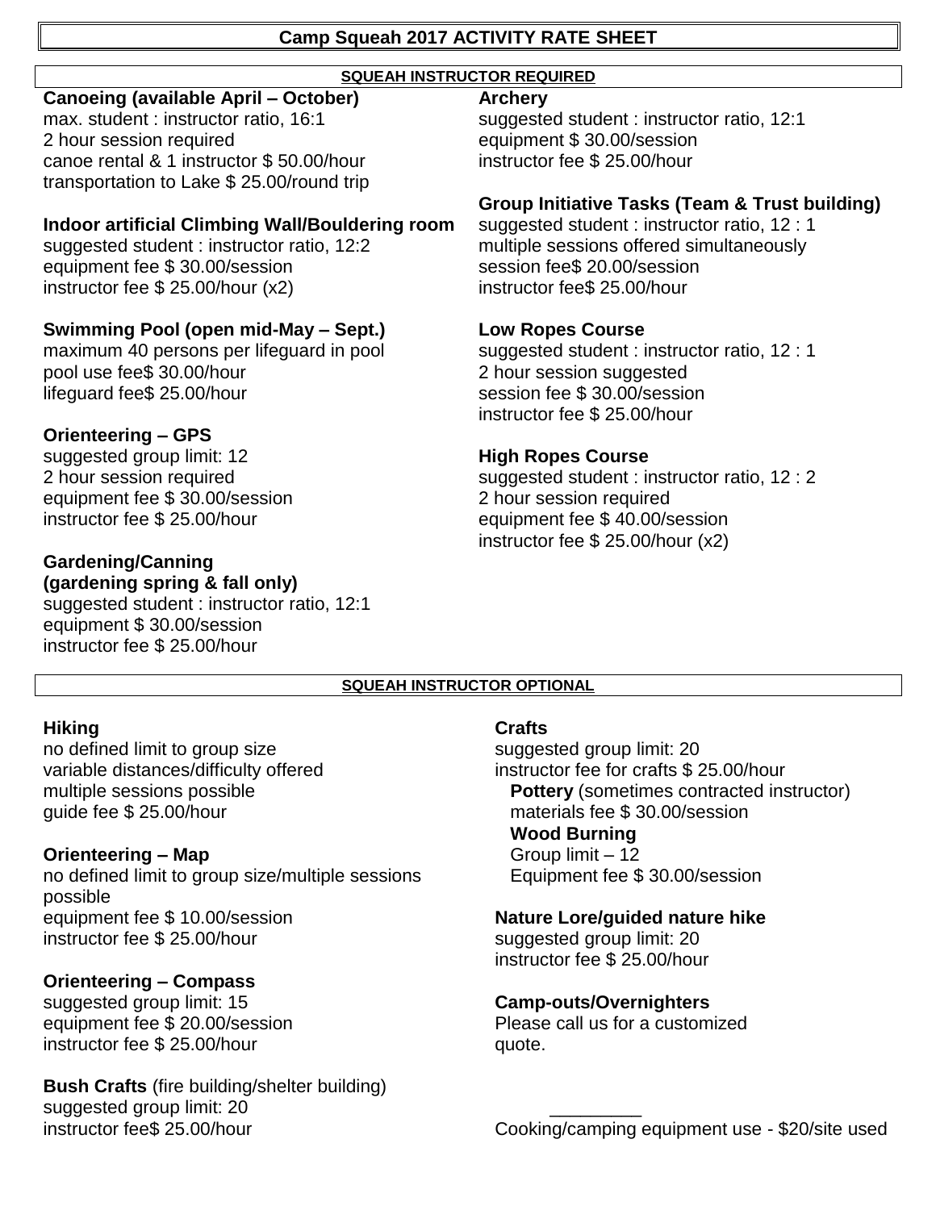# Camp Squeah 2017 ACTIVITY RATE SHEET

## SQUEAH INSTRUCTOR REQUIRED

**Canoeing (available April – October)**
max. student : instructor ratio, 16:1
2 hour session required
canoe rental & 1 instructor $ 50.00/hour
transportation to Lake $ 25.00/round trip

**Indoor artificial Climbing Wall/Bouldering room**
suggested student : instructor ratio, 12:2
equipment fee $ 30.00/session
instructor fee $ 25.00/hour (x2)

**Swimming Pool (open mid-May – Sept.)**
maximum 40 persons per lifeguard in pool
pool use fee$ 30.00/hour
lifeguard fee$ 25.00/hour

**Orienteering – GPS**
suggested group limit: 12
2 hour session required
equipment fee $ 30.00/session
instructor fee $ 25.00/hour

**Gardening/Canning**
**(gardening spring & fall only)**
suggested student : instructor ratio, 12:1
equipment $ 30.00/session
instructor fee $ 25.00/hour

**Archery**
suggested student : instructor ratio, 12:1
equipment $ 30.00/session
instructor fee $ 25.00/hour

**Group Initiative Tasks (Team & Trust building)**
suggested student : instructor ratio, 12 : 1
multiple sessions offered simultaneously
session fee$ 20.00/session
instructor fee$ 25.00/hour

**Low Ropes Course**
suggested student : instructor ratio, 12 : 1
2 hour session suggested
session fee $ 30.00/session
instructor fee $ 25.00/hour

**High Ropes Course**
suggested student : instructor ratio, 12 : 2
2 hour session required
equipment fee $ 40.00/session
instructor fee $ 25.00/hour (x2)

## SQUEAH INSTRUCTOR OPTIONAL

**Hiking**
no defined limit to group size
variable distances/difficulty offered
multiple sessions possible
guide fee $ 25.00/hour

**Orienteering – Map**
no defined limit to group size/multiple sessions possible
equipment fee $ 10.00/session
instructor fee $ 25.00/hour

**Orienteering – Compass**
suggested group limit: 15
equipment fee $ 20.00/session
instructor fee $ 25.00/hour

**Bush Crafts** (fire building/shelter building)
suggested group limit: 20
instructor fee$ 25.00/hour

**Crafts**
suggested group limit: 20
instructor fee for crafts $ 25.00/hour
- **Pottery** (sometimes contracted instructor)
  materials fee $ 30.00/session
- **Wood Burning**
  Group limit – 12
  Equipment fee $ 30.00/session

**Nature Lore/guided nature hike**
suggested group limit: 20
instructor fee $ 25.00/hour

**Camp-outs/Overnighters**
Please call us for a customized quote.

Cooking/camping equipment use - $20/site used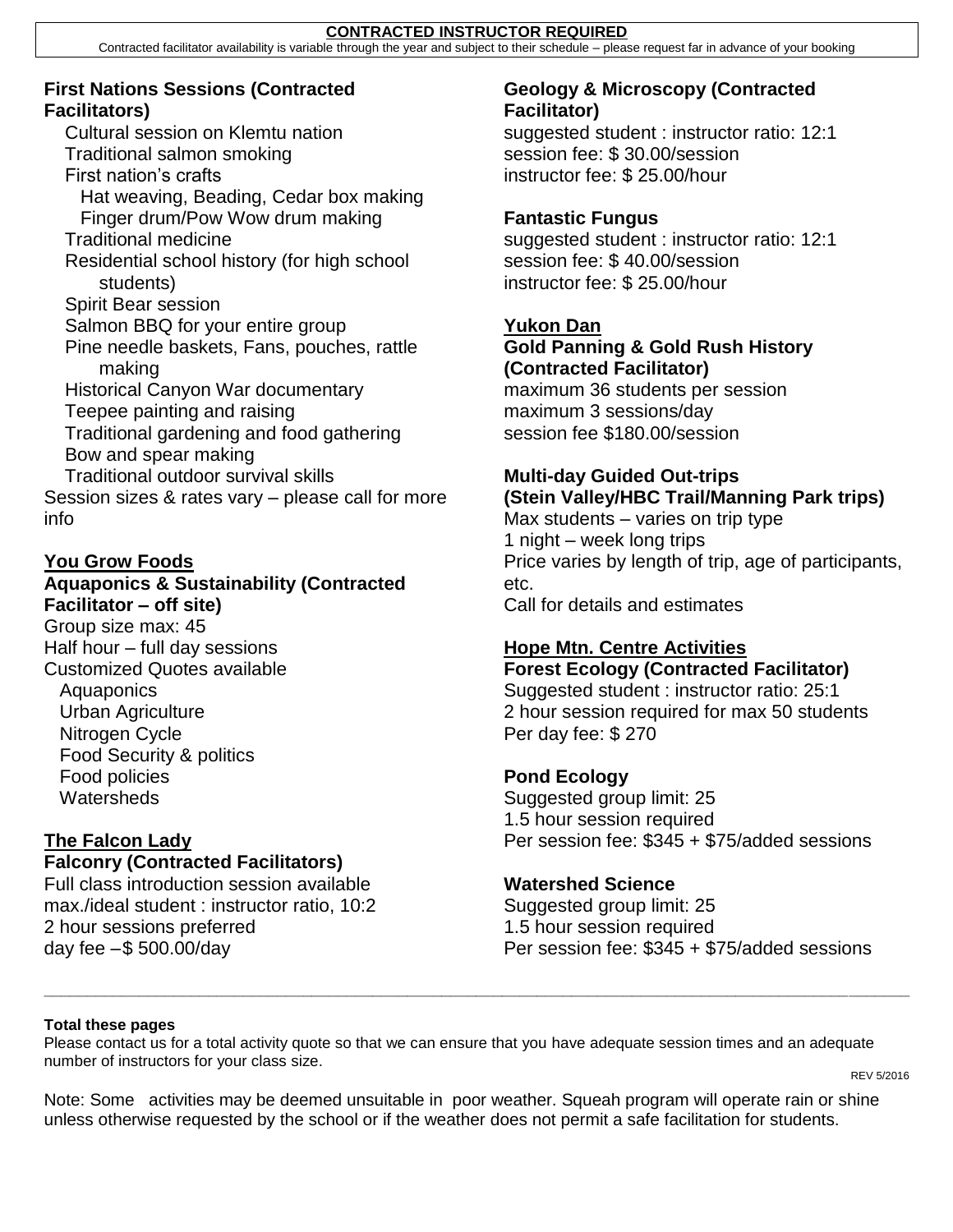**CONTRACTED INSTRUCTOR REQUIRED**

Contracted facilitator availability is variable through the year and subject to their schedule – please request far in advance of your booking

### First Nations Sessions (Contracted Facilitators)

- Cultural session on Klemtu nation
- Traditional salmon smoking
- First nation's crafts
  - Hat weaving, Beading, Cedar box making
  - Finger drum/Pow Wow drum making
- Traditional medicine
- Residential school history (for high school students)
- Spirit Bear session
- Salmon BBQ for your entire group
- Pine needle baskets, Fans, pouches, rattle making
- Historical Canyon War documentary
- Teepee painting and raising
- Traditional gardening and food gathering
- Bow and spear making
- Traditional outdoor survival skills

Session sizes & rates vary – please call for more info

### You Grow Foods

**Aquaponics & Sustainability (Contracted Facilitator – off site)**

Group size max: 45
Half hour – full day sessions
Customized Quotes available

- Aquaponics
- Urban Agriculture
- Nitrogen Cycle
- Food Security & politics
- Food policies
- Watersheds

### The Falcon Lady

**Falconry (Contracted Facilitators)**

Full class introduction session available
max./ideal student : instructor ratio, 10:2
2 hour sessions preferred
day fee –$ 500.00/day

### Geology & Microscopy (Contracted Facilitator)

suggested student : instructor ratio: 12:1
session fee: $ 30.00/session
instructor fee: $ 25.00/hour

### Fantastic Fungus

suggested student : instructor ratio: 12:1
session fee: $ 40.00/session
instructor fee: $ 25.00/hour

### Yukon Dan

**Gold Panning & Gold Rush History (Contracted Facilitator)**

maximum 36 students per session
maximum 3 sessions/day
session fee $180.00/session

### Multi-day Guided Out-trips (Stein Valley/HBC Trail/Manning Park trips)

Max students – varies on trip type
1 night – week long trips
Price varies by length of trip, age of participants, etc.
Call for details and estimates

### Hope Mtn. Centre Activities

**Forest Ecology (Contracted Facilitator)**

Suggested student : instructor ratio: 25:1
2 hour session required for max 50 students
Per day fee: $ 270

**Pond Ecology**

Suggested group limit: 25
1.5 hour session required
Per session fee: $345 + $75/added sessions

**Watershed Science**

Suggested group limit: 25
1.5 hour session required
Per session fee: $345 + $75/added sessions

---

**Total these pages**

Please contact us for a total activity quote so that we can ensure that you have adequate session times and an adequate number of instructors for your class size.

REV 5/2016

Note: Some activities may be deemed unsuitable in poor weather. Squeah program will operate rain or shine unless otherwise requested by the school or if the weather does not permit a safe facilitation for students.